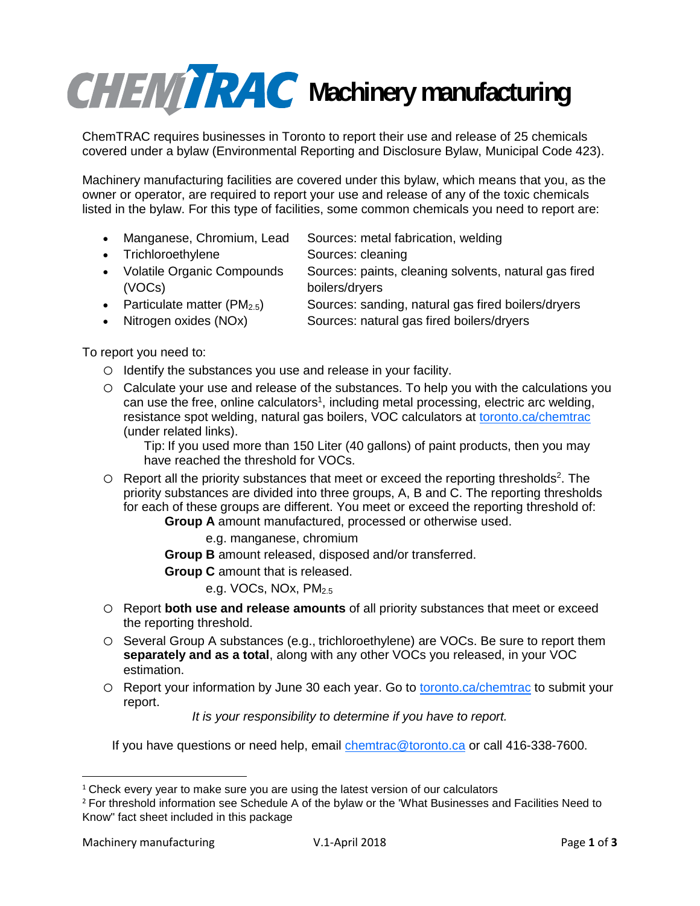# CHEMTRAC Machinery manufacturing

ChemTRAC requires businesses in Toronto to report their use and release of 25 chemicals covered under a bylaw (Environmental Reporting and Disclosure Bylaw, Municipal Code 423).

Machinery manufacturing facilities are covered under this bylaw, which means that you, as the owner or operator, are required to report your use and release of any of the toxic chemicals listed in the bylaw. For this type of facilities, some common chemicals you need to report are:

- Manganese, Chromium, Lead — Sources: metal fabrication, welding
- Trichloroethylene — Sources: cleaning
- Volatile Organic Compounds (VOCs) — Sources: paints, cleaning solvents, natural gas fired boilers/dryers
- Particulate matter ($PM_{2.5}$) — Sources: sanding, natural gas fired boilers/dryers
- Nitrogen oxides (NOx) — Sources: natural gas fired boilers/dryers

To report you need to:

- Identify the substances you use and release in your facility.
- Calculate your use and release of the substances. To help you with the calculations you can use the free, online calculators[1], including metal processing, electric arc welding, resistance spot welding, natural gas boilers, VOC calculators at toronto.ca/chemtrac (under related links).

  Tip: If you used more than 150 Liter (40 gallons) of paint products, then you may have reached the threshold for VOCs.
- Report all the priority substances that meet or exceed the reporting thresholds[2]. The priority substances are divided into three groups, A, B and C. The reporting thresholds for each of these groups are different. You meet or exceed the reporting threshold of:

  **Group A** amount manufactured, processed or otherwise used.

  e.g. manganese, chromium

  **Group B** amount released, disposed and/or transferred.

  **Group C** amount that is released.

  e.g. VOCs, NOx, $PM_{2.5}$
- Report **both use and release amounts** of all priority substances that meet or exceed the reporting threshold.
- Several Group A substances (e.g., trichloroethylene) are VOCs. Be sure to report them **separately and as a total**, along with any other VOCs you released, in your VOC estimation.
- Report your information by June 30 each year. Go to toronto.ca/chemtrac to submit your report.

*It is your responsibility to determine if you have to report.*

If you have questions or need help, email chemtrac@toronto.ca or call 416-338-7600.

---

[1] Check every year to make sure you are using the latest version of our calculators

[2] For threshold information see Schedule A of the bylaw or the 'What Businesses and Facilities Need to Know" fact sheet included in this package

Machinery manufacturing V.1-April 2018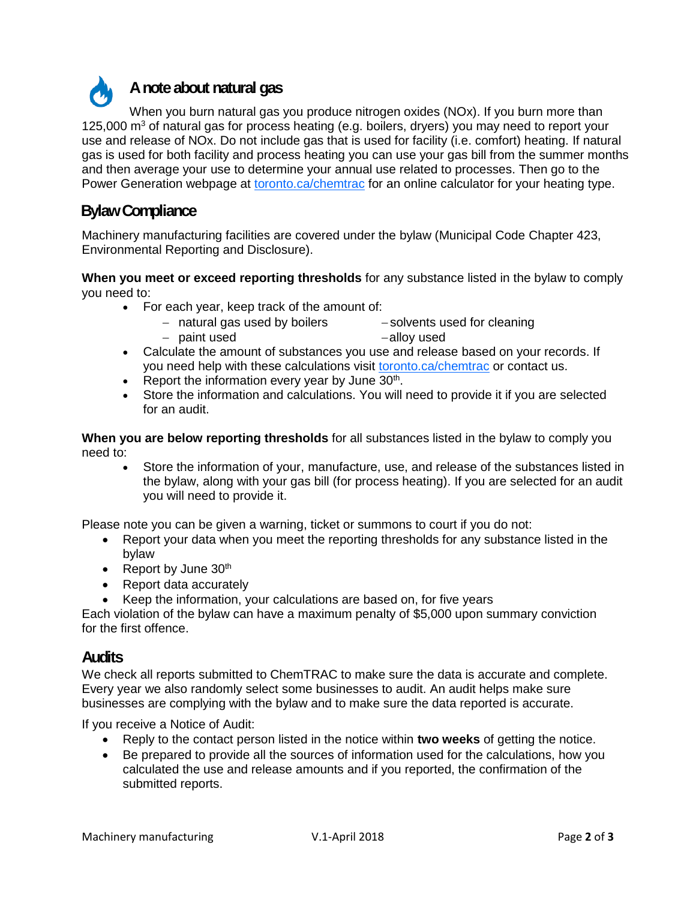## A note about natural gas

When you burn natural gas you produce nitrogen oxides (NOx). If you burn more than 125,000 $m^3$ of natural gas for process heating (e.g. boilers, dryers) you may need to report your use and release of NOx. Do not include gas that is used for facility (i.e. comfort) heating. If natural gas is used for both facility and process heating you can use your gas bill from the summer months and then average your use to determine your annual use related to processes. Then go to the Power Generation webpage at toronto.ca/chemtrac for an online calculator for your heating type.

## Bylaw Compliance

Machinery manufacturing facilities are covered under the bylaw (Municipal Code Chapter 423, Environmental Reporting and Disclosure).

**When you meet or exceed reporting thresholds** for any substance listed in the bylaw to comply you need to:

- For each year, keep track of the amount of:
  - natural gas used by boilers
  - paint used
  - solvents used for cleaning
  - alloy used
- Calculate the amount of substances you use and release based on your records. If you need help with these calculations visit toronto.ca/chemtrac or contact us.
- Report the information every year by June 30th.
- Store the information and calculations. You will need to provide it if you are selected for an audit.

**When you are below reporting thresholds** for all substances listed in the bylaw to comply you need to:

- Store the information of your, manufacture, use, and release of the substances listed in the bylaw, along with your gas bill (for process heating). If you are selected for an audit you will need to provide it.

Please note you can be given a warning, ticket or summons to court if you do not:

- Report your data when you meet the reporting thresholds for any substance listed in the bylaw
- Report by June 30th
- Report data accurately
- Keep the information, your calculations are based on, for five years

Each violation of the bylaw can have a maximum penalty of $5,000 upon summary conviction for the first offence.

## Audits

We check all reports submitted to ChemTRAC to make sure the data is accurate and complete. Every year we also randomly select some businesses to audit. An audit helps make sure businesses are complying with the bylaw and to make sure the data reported is accurate.

If you receive a Notice of Audit:

- Reply to the contact person listed in the notice within **two weeks** of getting the notice.
- Be prepared to provide all the sources of information used for the calculations, how you calculated the use and release amounts and if you reported, the confirmation of the submitted reports.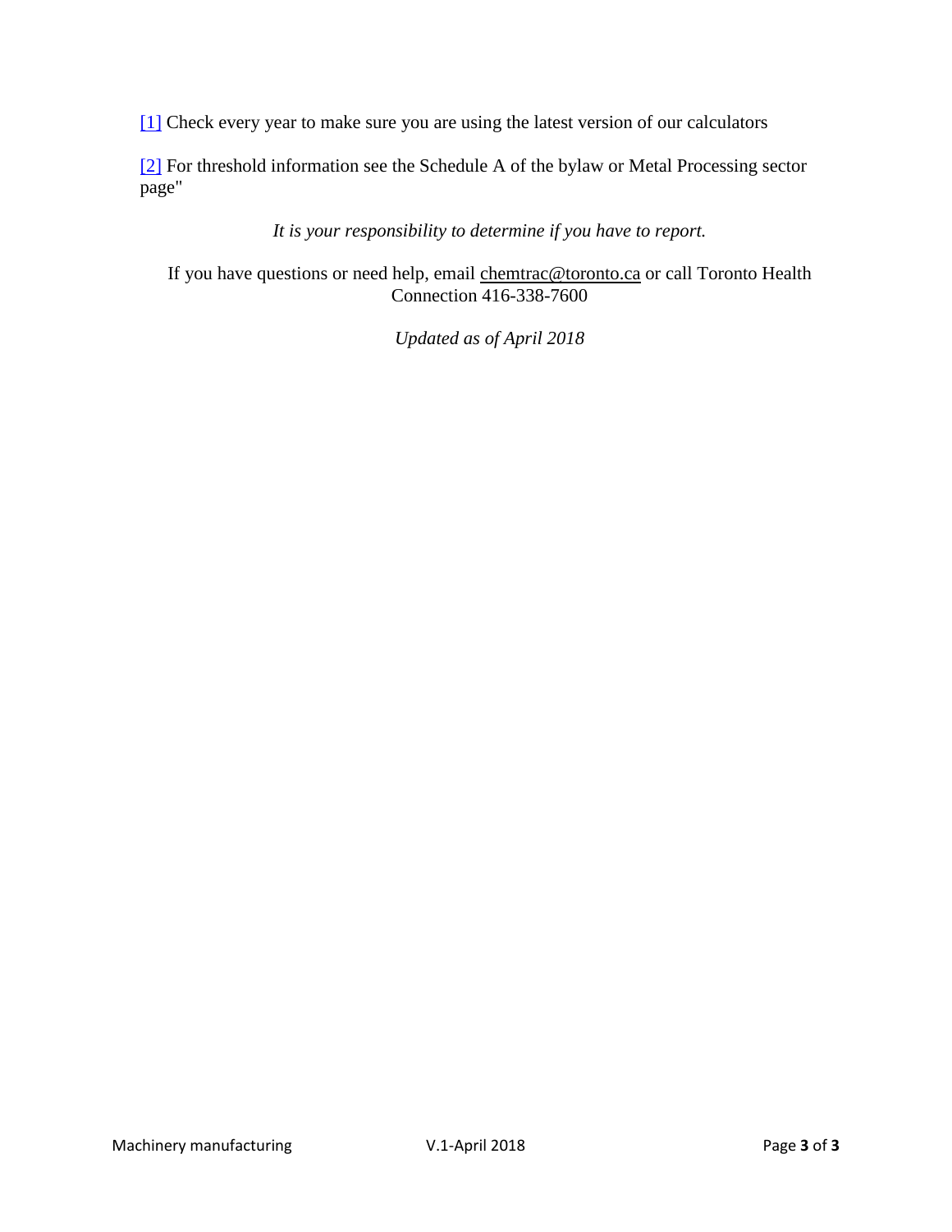[1] Check every year to make sure you are using the latest version of our calculators

[2] For threshold information see the Schedule A of the bylaw or Metal Processing sector page"

*It is your responsibility to determine if you have to report.*

If you have questions or need help, email chemtrac@toronto.ca or call Toronto Health Connection 416-338-7600

*Updated as of April 2018*